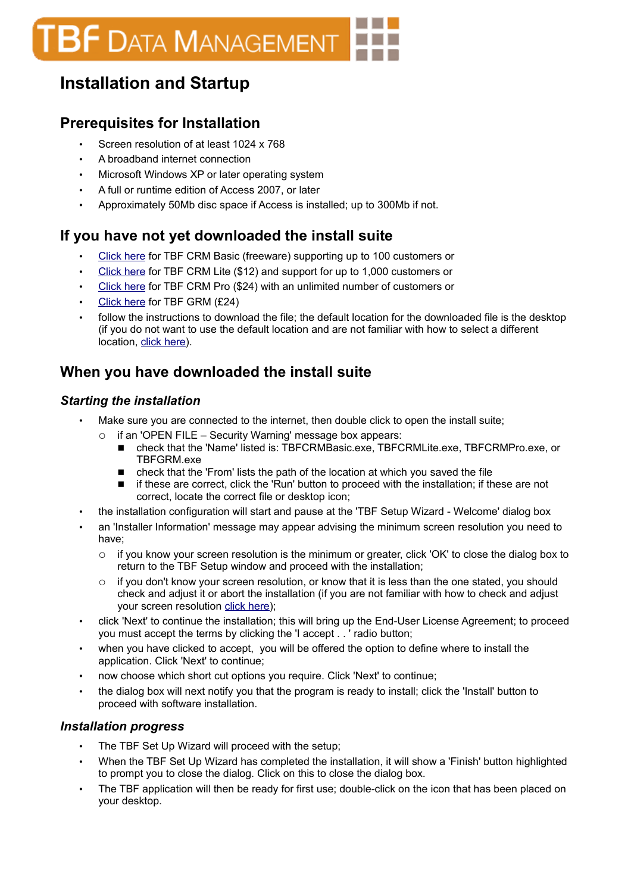# TBF Data Management

## Installation and Startup

### Prerequisites for Installation

- Screen resolution of at least 1024 x 768
- A broadband internet connection
- Microsoft Windows XP or later operating system
- A full or runtime edition of Access 2007, or later
- Approximately 50Mb disc space if Access is installed; up to 300Mb if not.

### If you have not yet downloaded the install suite

- Click here for TBF CRM Basic (freeware) supporting up to 100 customers or
- Click here for TBF CRM Lite ($12) and support for up to 1,000 customers or
- Click here for TBF CRM Pro ($24) with an unlimited number of customers or
- Click here for TBF GRM (£24)
- follow the instructions to download the file; the default location for the downloaded file is the desktop (if you do not want to use the default location and are not familiar with how to select a different location, click here).

### When you have downloaded the install suite

#### *Starting the installation*

- Make sure you are connected to the internet, then double click to open the install suite;
  - if an 'OPEN FILE – Security Warning' message box appears:
    - check that the 'Name' listed is: TBFCRMBasic.exe, TBFCRMLite.exe, TBFCRMPro.exe, or TBFGRM.exe
    - check that the 'From' lists the path of the location at which you saved the file
    - if these are correct, click the 'Run' button to proceed with the installation; if these are not correct, locate the correct file or desktop icon;
- the installation configuration will start and pause at the 'TBF Setup Wizard - Welcome' dialog box
- an 'Installer Information' message may appear advising the minimum screen resolution you need to have;
  - if you know your screen resolution is the minimum or greater, click 'OK' to close the dialog box to return to the TBF Setup window and proceed with the installation;
  - if you don't know your screen resolution, or know that it is less than the one stated, you should check and adjust it or abort the installation (if you are not familiar with how to check and adjust your screen resolution click here);
- click 'Next' to continue the installation; this will bring up the End-User License Agreement; to proceed you must accept the terms by clicking the 'I accept . . ' radio button;
- when you have clicked to accept, you will be offered the option to define where to install the application. Click 'Next' to continue;
- now choose which short cut options you require. Click 'Next' to continue;
- the dialog box will next notify you that the program is ready to install; click the 'Install' button to proceed with software installation.

#### *Installation progress*

- The TBF Set Up Wizard will proceed with the setup;
- When the TBF Set Up Wizard has completed the installation, it will show a 'Finish' button highlighted to prompt you to close the dialog. Click on this to close the dialog box.
- The TBF application will then be ready for first use; double-click on the icon that has been placed on your desktop.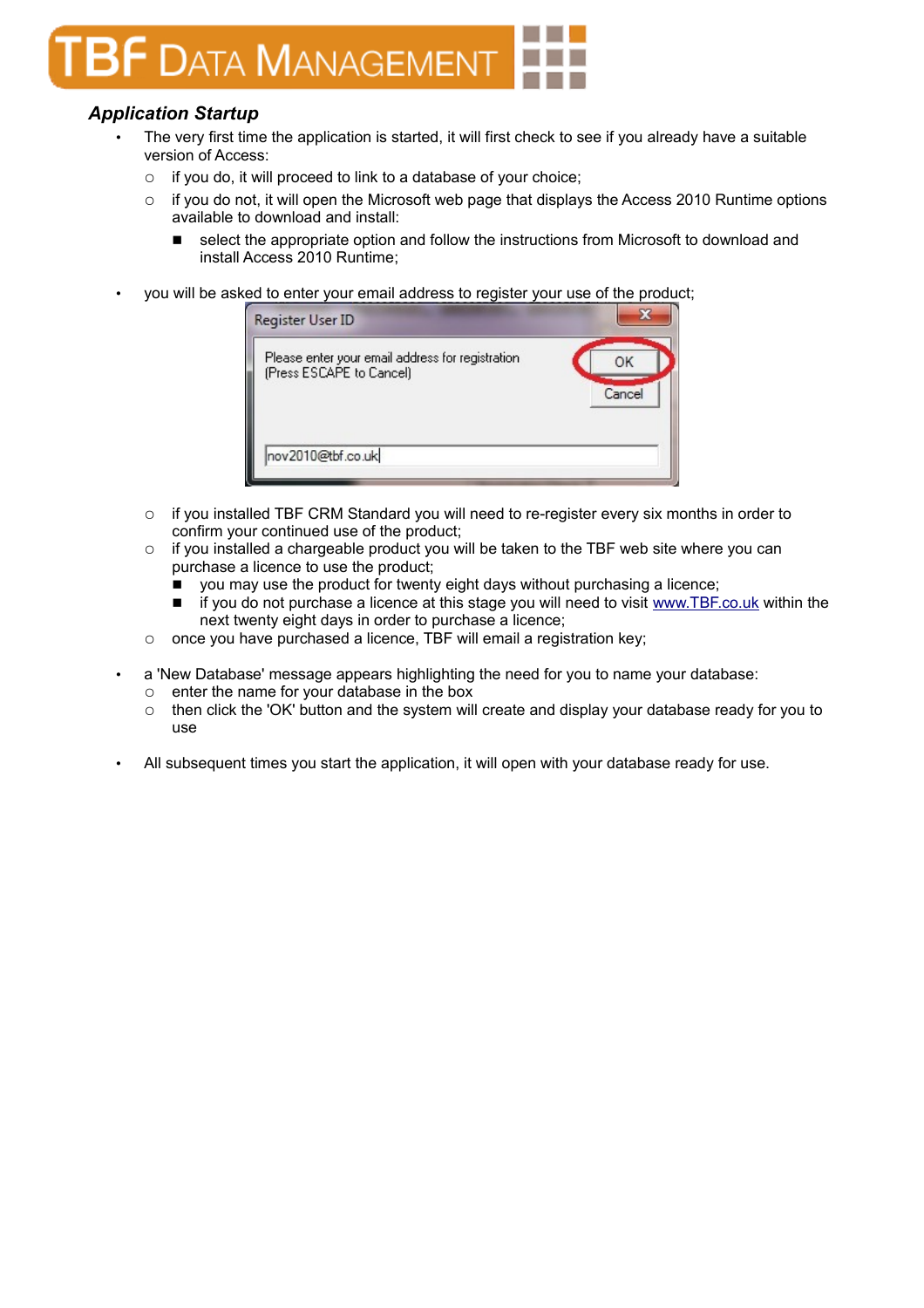### *Application Startup*

- The very first time the application is started, it will first check to see if you already have a suitable version of Access:
  - if you do, it will proceed to link to a database of your choice;
  - if you do not, it will open the Microsoft web page that displays the Access 2010 Runtime options available to download and install:
    - select the appropriate option and follow the instructions from Microsoft to download and install Access 2010 Runtime;

- you will be asked to enter your email address to register your use of the product;
  - if you installed TBF CRM Standard you will need to re-register every six months in order to confirm your continued use of the product;
  - if you installed a chargeable product you will be taken to the TBF web site where you can purchase a licence to use the product;
    - you may use the product for twenty eight days without purchasing a licence;
    - if you do not purchase a licence at this stage you will need to visit www.TBF.co.uk within the next twenty eight days in order to purchase a licence;
  - once you have purchased a licence, TBF will email a registration key;

- a 'New Database' message appears highlighting the need for you to name your database:
  - enter the name for your database in the box
  - then click the 'OK' button and the system will create and display your database ready for you to use

- All subsequent times you start the application, it will open with your database ready for use.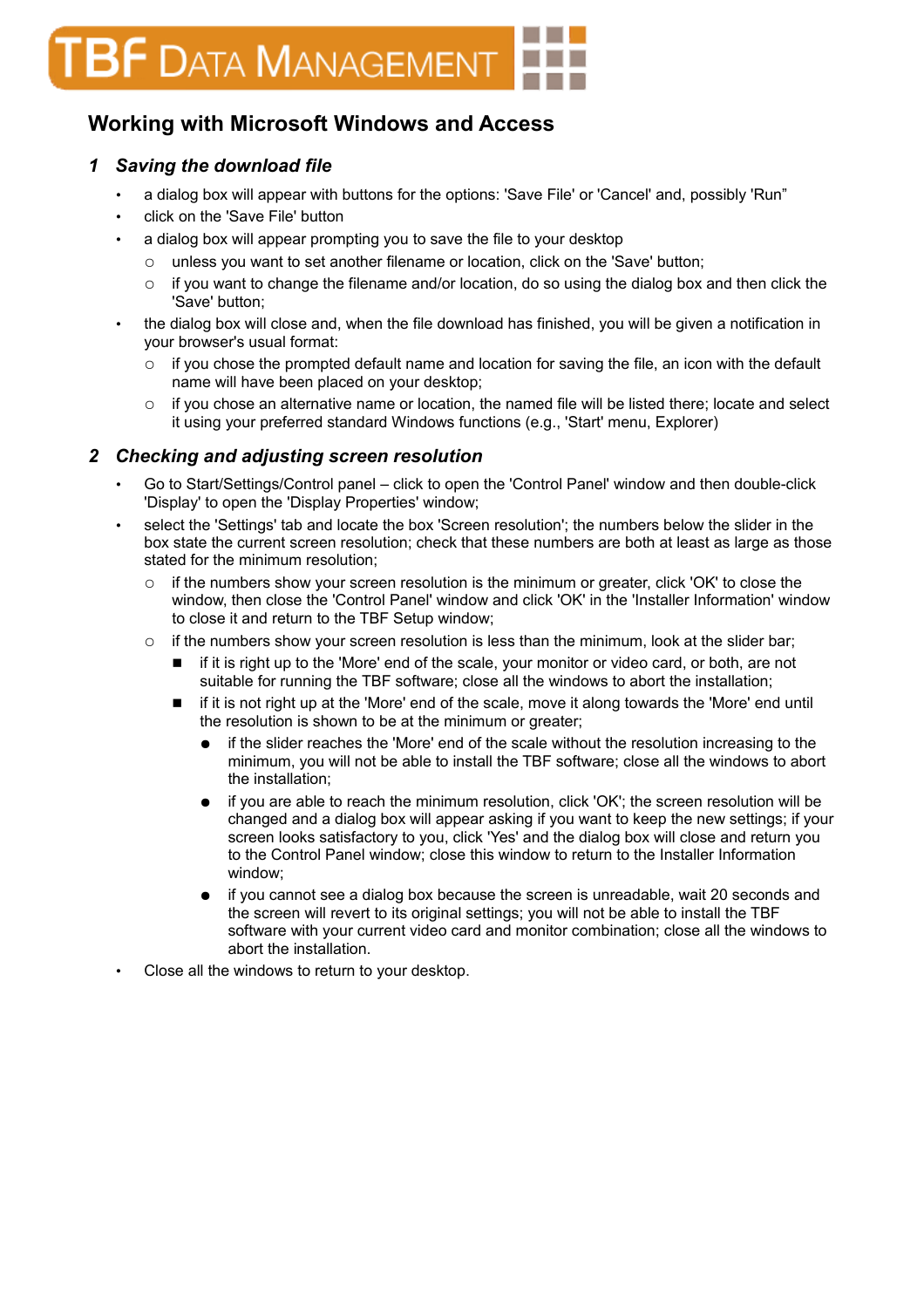# TBF DATA MANAGEMENT

## Working with Microsoft Windows and Access

### 1 *Saving the download file*

- a dialog box will appear with buttons for the options: 'Save File' or 'Cancel' and, possibly 'Run"
- click on the 'Save File' button
- a dialog box will appear prompting you to save the file to your desktop
  - unless you want to set another filename or location, click on the 'Save' button;
  - if you want to change the filename and/or location, do so using the dialog box and then click the 'Save' button;
- the dialog box will close and, when the file download has finished, you will be given a notification in your browser's usual format:
  - if you chose the prompted default name and location for saving the file, an icon with the default name will have been placed on your desktop;
  - if you chose an alternative name or location, the named file will be listed there; locate and select it using your preferred standard Windows functions (e.g., 'Start' menu, Explorer)

### 2 *Checking and adjusting screen resolution*

- Go to Start/Settings/Control panel – click to open the 'Control Panel' window and then double-click 'Display' to open the 'Display Properties' window;
- select the 'Settings' tab and locate the box 'Screen resolution'; the numbers below the slider in the box state the current screen resolution; check that these numbers are both at least as large as those stated for the minimum resolution;
  - if the numbers show your screen resolution is the minimum or greater, click 'OK' to close the window, then close the 'Control Panel' window and click 'OK' in the 'Installer Information' window to close it and return to the TBF Setup window;
  - if the numbers show your screen resolution is less than the minimum, look at the slider bar;
    - if it is right up to the 'More' end of the scale, your monitor or video card, or both, are not suitable for running the TBF software; close all the windows to abort the installation;
    - if it is not right up at the 'More' end of the scale, move it along towards the 'More' end until the resolution is shown to be at the minimum or greater;
      - if the slider reaches the 'More' end of the scale without the resolution increasing to the minimum, you will not be able to install the TBF software; close all the windows to abort the installation;
      - if you are able to reach the minimum resolution, click 'OK'; the screen resolution will be changed and a dialog box will appear asking if you want to keep the new settings; if your screen looks satisfactory to you, click 'Yes' and the dialog box will close and return you to the Control Panel window; close this window to return to the Installer Information window;
      - if you cannot see a dialog box because the screen is unreadable, wait 20 seconds and the screen will revert to its original settings; you will not be able to install the TBF software with your current video card and monitor combination; close all the windows to abort the installation.
- Close all the windows to return to your desktop.